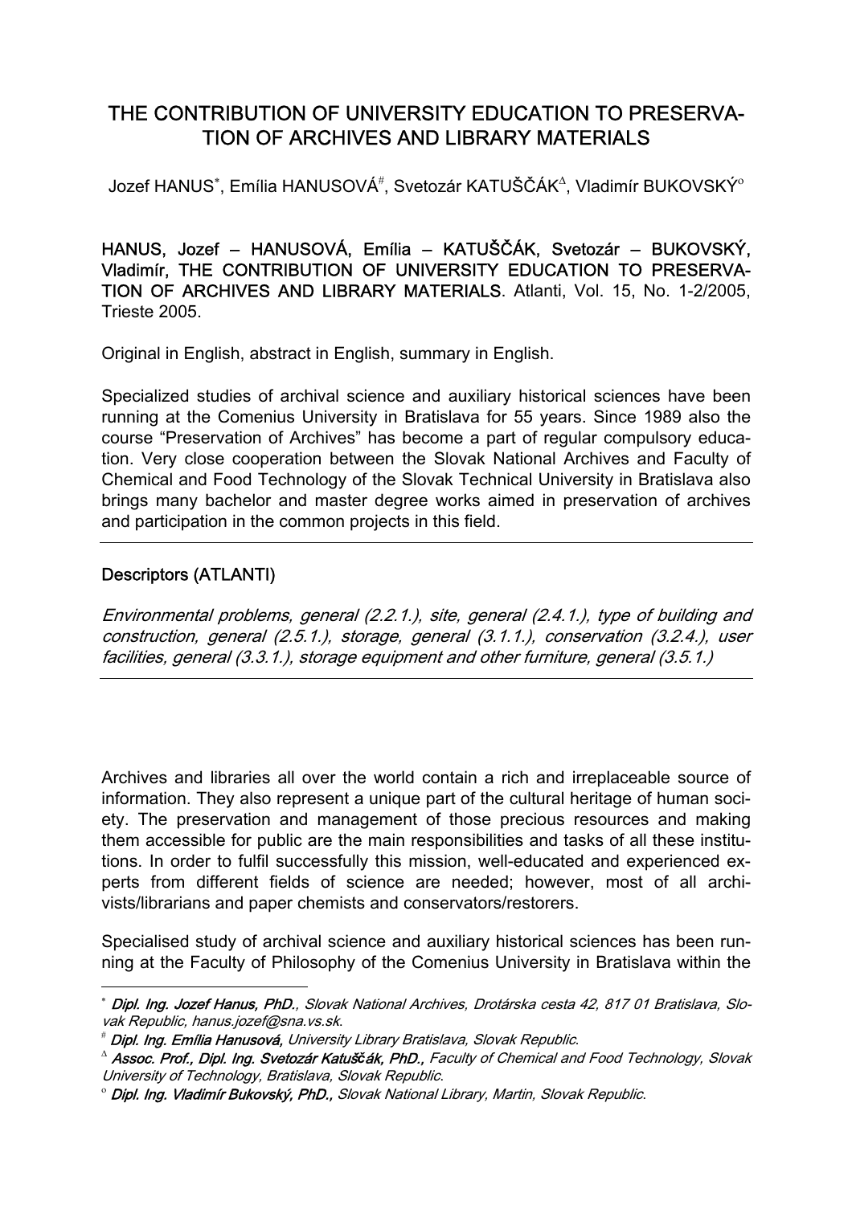# THE CONTRIBUTION OF UNIVERSITY EDUCATION TO PRESERVATION OF ARCHIVES AND LIBRARY MATERIALS

Jozef HANUS[*], Emília HANUSOVÁ[#], Svetozár KATUŠČÁK[Δ], Vladimír BUKOVSKÝ[o]

HANUS, Jozef – HANUSOVÁ, Emília – KATUŠČÁK, Svetozár – BUKOVSKÝ, Vladimír, THE CONTRIBUTION OF UNIVERSITY EDUCATION TO PRESERVATION OF ARCHIVES AND LIBRARY MATERIALS. Atlanti, Vol. 15, No. 1-2/2005, Trieste 2005.

Original in English, abstract in English, summary in English.

Specialized studies of archival science and auxiliary historical sciences have been running at the Comenius University in Bratislava for 55 years. Since 1989 also the course "Preservation of Archives" has become a part of regular compulsory education. Very close cooperation between the Slovak National Archives and Faculty of Chemical and Food Technology of the Slovak Technical University in Bratislava also brings many bachelor and master degree works aimed in preservation of archives and participation in the common projects in this field.

## Descriptors (ATLANTI)

*Environmental problems, general (2.2.1.), site, general (2.4.1.), type of building and construction, general (2.5.1.), storage, general (3.1.1.), conservation (3.2.4.), user facilities, general (3.3.1.), storage equipment and other furniture, general (3.5.1.)*

Archives and libraries all over the world contain a rich and irreplaceable source of information. They also represent a unique part of the cultural heritage of human society. The preservation and management of those precious resources and making them accessible for public are the main responsibilities and tasks of all these institutions. In order to fulfil successfully this mission, well-educated and experienced experts from different fields of science are needed; however, most of all archivists/librarians and paper chemists and conservators/restorers.

Specialised study of archival science and auxiliary historical sciences has been running at the Faculty of Philosophy of the Comenius University in Bratislava within the

---

[*] ***Dipl. Ing. Jozef Hanus, PhD.***, *Slovak National Archives, Drotárska cesta 42, 817 01 Bratislava, Slovak Republic, hanus.jozef@sna.vs.sk.*

[#] ***Dipl. Ing. Emília Hanusová,*** *University Library Bratislava, Slovak Republic.*

[Δ] ***Assoc. Prof., Dipl. Ing. Svetozár Katuščák, PhD.,*** *Faculty of Chemical and Food Technology, Slovak University of Technology, Bratislava, Slovak Republic.*

[o] ***Dipl. Ing. Vladimír Bukovský, PhD.,*** *Slovak National Library, Martin, Slovak Republic.*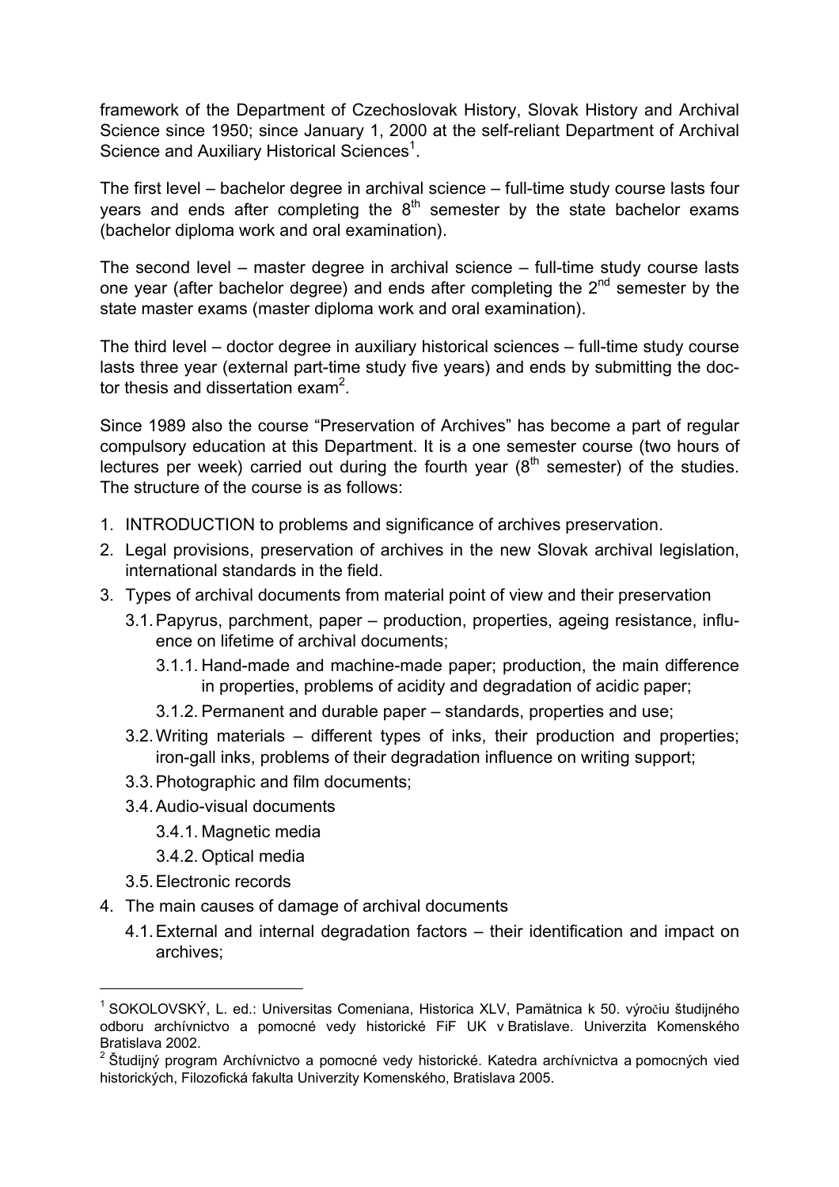framework of the Department of Czechoslovak History, Slovak History and Archival Science since 1950; since January 1, 2000 at the self-reliant Department of Archival Science and Auxiliary Historical Sciences[1].

The first level – bachelor degree in archival science – full-time study course lasts four years and ends after completing the 8th semester by the state bachelor exams (bachelor diploma work and oral examination).

The second level – master degree in archival science – full-time study course lasts one year (after bachelor degree) and ends after completing the 2nd semester by the state master exams (master diploma work and oral examination).

The third level – doctor degree in auxiliary historical sciences – full-time study course lasts three year (external part-time study five years) and ends by submitting the doctor thesis and dissertation exam[2].

Since 1989 also the course "Preservation of Archives" has become a part of regular compulsory education at this Department. It is a one semester course (two hours of lectures per week) carried out during the fourth year (8th semester) of the studies. The structure of the course is as follows:

1. INTRODUCTION to problems and significance of archives preservation.
2. Legal provisions, preservation of archives in the new Slovak archival legislation, international standards in the field.
3. Types of archival documents from material point of view and their preservation
   - 3.1. Papyrus, parchment, paper – production, properties, ageing resistance, influence on lifetime of archival documents;
     - 3.1.1. Hand-made and machine-made paper; production, the main difference in properties, problems of acidity and degradation of acidic paper;
     - 3.1.2. Permanent and durable paper – standards, properties and use;
   - 3.2. Writing materials – different types of inks, their production and properties; iron-gall inks, problems of their degradation influence on writing support;
   - 3.3. Photographic and film documents;
   - 3.4. Audio-visual documents
     - 3.4.1. Magnetic media
     - 3.4.2. Optical media
   - 3.5. Electronic records
4. The main causes of damage of archival documents
   - 4.1. External and internal degradation factors – their identification and impact on archives;

---

[1] SOKOLOVSKÝ, L. ed.: Universitas Comeniana, Historica XLV, Pamätnica k 50. výročiu študijného odboru archívnictvo a pomocné vedy historické FiF UK v Bratislave. Univerzita Komenského Bratislava 2002.

[2] Študijný program Archívnictvo a pomocné vedy historické. Katedra archívnictva a pomocných vied historických, Filozofická fakulta Univerzity Komenského, Bratislava 2005.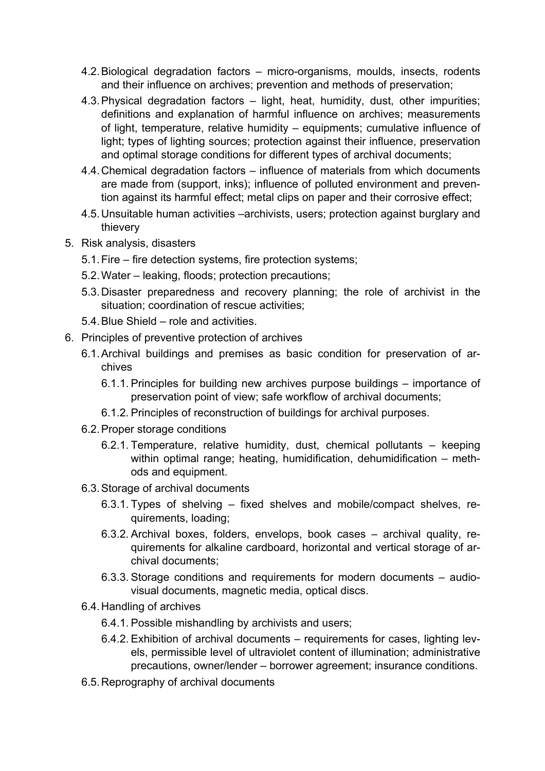- 4.2. Biological degradation factors – micro-organisms, moulds, insects, rodents and their influence on archives; prevention and methods of preservation;
- 4.3. Physical degradation factors – light, heat, humidity, dust, other impurities; definitions and explanation of harmful influence on archives; measurements of light, temperature, relative humidity – equipments; cumulative influence of light; types of lighting sources; protection against their influence, preservation and optimal storage conditions for different types of archival documents;
- 4.4. Chemical degradation factors – influence of materials from which documents are made from (support, inks); influence of polluted environment and prevention against its harmful effect; metal clips on paper and their corrosive effect;
- 4.5. Unsuitable human activities –archivists, users; protection against burglary and thievery

5. Risk analysis, disasters
   - 5.1. Fire – fire detection systems, fire protection systems;
   - 5.2. Water – leaking, floods; protection precautions;
   - 5.3. Disaster preparedness and recovery planning; the role of archivist in the situation; coordination of rescue activities;
   - 5.4. Blue Shield – role and activities.
6. Principles of preventive protection of archives
   - 6.1. Archival buildings and premises as basic condition for preservation of archives
     - 6.1.1. Principles for building new archives purpose buildings – importance of preservation point of view; safe workflow of archival documents;
     - 6.1.2. Principles of reconstruction of buildings for archival purposes.
   - 6.2. Proper storage conditions
     - 6.2.1. Temperature, relative humidity, dust, chemical pollutants – keeping within optimal range; heating, humidification, dehumidification – methods and equipment.
   - 6.3. Storage of archival documents
     - 6.3.1. Types of shelving – fixed shelves and mobile/compact shelves, requirements, loading;
     - 6.3.2. Archival boxes, folders, envelops, book cases – archival quality, requirements for alkaline cardboard, horizontal and vertical storage of archival documents;
     - 6.3.3. Storage conditions and requirements for modern documents – audiovisual documents, magnetic media, optical discs.
   - 6.4. Handling of archives
     - 6.4.1. Possible mishandling by archivists and users;
     - 6.4.2. Exhibition of archival documents – requirements for cases, lighting levels, permissible level of ultraviolet content of illumination; administrative precautions, owner/lender – borrower agreement; insurance conditions.
   - 6.5. Reprography of archival documents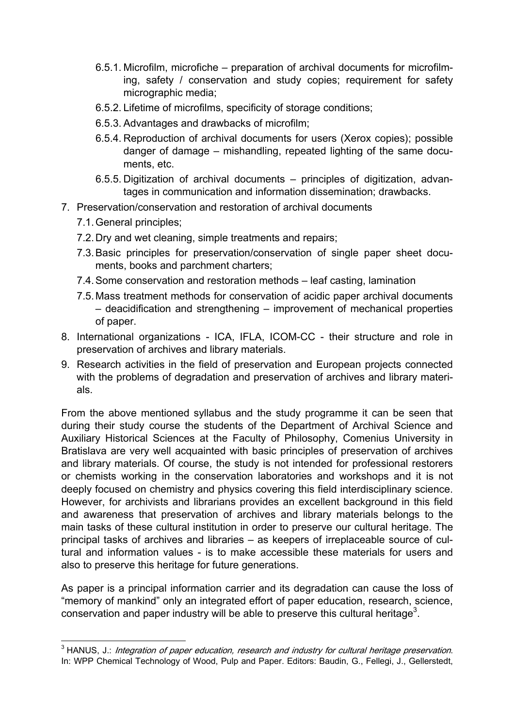- 6.5.1. Microfilm, microfiche – preparation of archival documents for microfilming, safety / conservation and study copies; requirement for safety micrographic media;
- 6.5.2. Lifetime of microfilms, specificity of storage conditions;
- 6.5.3. Advantages and drawbacks of microfilm;
- 6.5.4. Reproduction of archival documents for users (Xerox copies); possible danger of damage – mishandling, repeated lighting of the same documents, etc.
- 6.5.5. Digitization of archival documents – principles of digitization, advantages in communication and information dissemination; drawbacks.

7. Preservation/conservation and restoration of archival documents
   - 7.1. General principles;
   - 7.2. Dry and wet cleaning, simple treatments and repairs;
   - 7.3. Basic principles for preservation/conservation of single paper sheet documents, books and parchment charters;
   - 7.4. Some conservation and restoration methods – leaf casting, lamination
   - 7.5. Mass treatment methods for conservation of acidic paper archival documents – deacidification and strengthening – improvement of mechanical properties of paper.
8. International organizations - ICA, IFLA, ICOM-CC - their structure and role in preservation of archives and library materials.
9. Research activities in the field of preservation and European projects connected with the problems of degradation and preservation of archives and library materials.

From the above mentioned syllabus and the study programme it can be seen that during their study course the students of the Department of Archival Science and Auxiliary Historical Sciences at the Faculty of Philosophy, Comenius University in Bratislava are very well acquainted with basic principles of preservation of archives and library materials. Of course, the study is not intended for professional restorers or chemists working in the conservation laboratories and workshops and it is not deeply focused on chemistry and physics covering this field interdisciplinary science. However, for archivists and librarians provides an excellent background in this field and awareness that preservation of archives and library materials belongs to the main tasks of these cultural institution in order to preserve our cultural heritage. The principal tasks of archives and libraries – as keepers of irreplaceable source of cultural and information values - is to make accessible these materials for users and also to preserve this heritage for future generations.

As paper is a principal information carrier and its degradation can cause the loss of "memory of mankind" only an integrated effort of paper education, research, science, conservation and paper industry will be able to preserve this cultural heritage[3].

---

[3] HANUS, J.: *Integration of paper education, research and industry for cultural heritage preservation*. In: WPP Chemical Technology of Wood, Pulp and Paper. Editors: Baudin, G., Fellegi, J., Gellerstedt,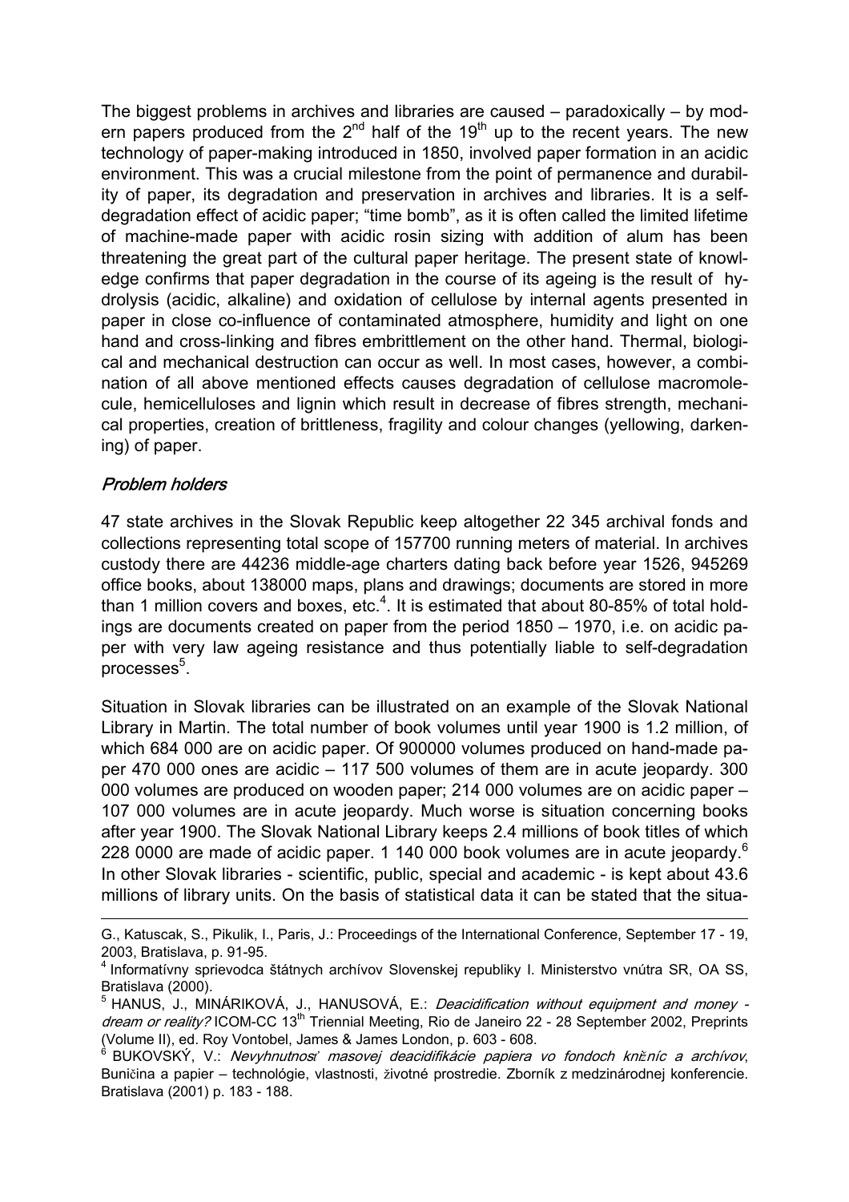The biggest problems in archives and libraries are caused – paradoxically – by modern papers produced from the 2nd half of the 19th up to the recent years. The new technology of paper-making introduced in 1850, involved paper formation in an acidic environment. This was a crucial milestone from the point of permanence and durability of paper, its degradation and preservation in archives and libraries. It is a self-degradation effect of acidic paper; "time bomb", as it is often called the limited lifetime of machine-made paper with acidic rosin sizing with addition of alum has been threatening the great part of the cultural paper heritage. The present state of knowledge confirms that paper degradation in the course of its ageing is the result of hydrolysis (acidic, alkaline) and oxidation of cellulose by internal agents presented in paper in close co-influence of contaminated atmosphere, humidity and light on one hand and cross-linking and fibres embrittlement on the other hand. Thermal, biological and mechanical destruction can occur as well. In most cases, however, a combination of all above mentioned effects causes degradation of cellulose macromolecule, hemicelluloses and lignin which result in decrease of fibres strength, mechanical properties, creation of brittleness, fragility and colour changes (yellowing, darkening) of paper.

### *Problem holders*

47 state archives in the Slovak Republic keep altogether 22 345 archival fonds and collections representing total scope of 157700 running meters of material. In archives custody there are 44236 middle-age charters dating back before year 1526, 945269 office books, about 138000 maps, plans and drawings; documents are stored in more than 1 million covers and boxes, etc.[4]. It is estimated that about 80-85% of total holdings are documents created on paper from the period 1850 – 1970, i.e. on acidic paper with very law ageing resistance and thus potentially liable to self-degradation processes[5].

Situation in Slovak libraries can be illustrated on an example of the Slovak National Library in Martin. The total number of book volumes until year 1900 is 1.2 million, of which 684 000 are on acidic paper. Of 900000 volumes produced on hand-made paper 470 000 ones are acidic – 117 500 volumes of them are in acute jeopardy. 300 000 volumes are produced on wooden paper; 214 000 volumes are on acidic paper – 107 000 volumes are in acute jeopardy. Much worse is situation concerning books after year 1900. The Slovak National Library keeps 2.4 millions of book titles of which 228 0000 are made of acidic paper. 1 140 000 book volumes are in acute jeopardy.[6] In other Slovak libraries - scientific, public, special and academic - is kept about 43.6 millions of library units. On the basis of statistical data it can be stated that the situa-

---

G., Katuscak, S., Pikulik, I., Paris, J.: Proceedings of the International Conference, September 17 - 19, 2003, Bratislava, p. 91-95.

[4] Informatívny sprievodca štátnych archívov Slovenskej republiky I. Ministerstvo vnútra SR, OA SS, Bratislava (2000).

[5] HANUS, J., MINÁRIKOVÁ, J., HANUSOVÁ, E.: *Deacidification without equipment and money - dream or reality?* ICOM-CC 13th Triennial Meeting, Rio de Janeiro 22 - 28 September 2002, Preprints (Volume II), ed. Roy Vontobel, James & James London, p. 603 - 608.

[6] BUKOVSKÝ, V.: *Nevyhnutnosť masovej deacidifikácie papiera vo fondoch knižníc a archívov*, Buničina a papier – technológie, vlastnosti, životné prostredie. Zborník z medzinárodnej konferencie. Bratislava (2001) p. 183 - 188.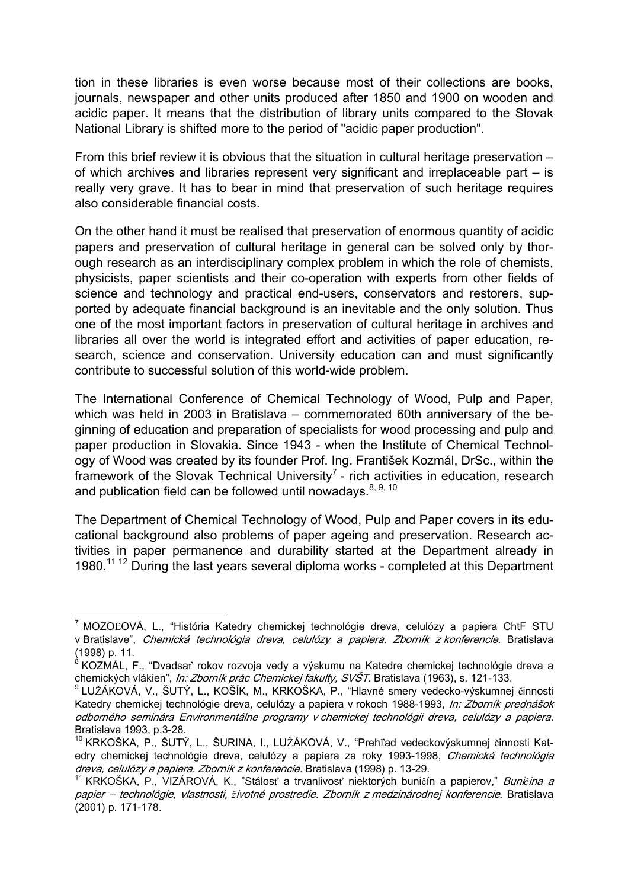tion in these libraries is even worse because most of their collections are books, journals, newspaper and other units produced after 1850 and 1900 on wooden and acidic paper. It means that the distribution of library units compared to the Slovak National Library is shifted more to the period of "acidic paper production".

From this brief review it is obvious that the situation in cultural heritage preservation – of which archives and libraries represent very significant and irreplaceable part – is really very grave. It has to bear in mind that preservation of such heritage requires also considerable financial costs.

On the other hand it must be realised that preservation of enormous quantity of acidic papers and preservation of cultural heritage in general can be solved only by thorough research as an interdisciplinary complex problem in which the role of chemists, physicists, paper scientists and their co-operation with experts from other fields of science and technology and practical end-users, conservators and restorers, supported by adequate financial background is an inevitable and the only solution. Thus one of the most important factors in preservation of cultural heritage in archives and libraries all over the world is integrated effort and activities of paper education, research, science and conservation. University education can and must significantly contribute to successful solution of this world-wide problem.

The International Conference of Chemical Technology of Wood, Pulp and Paper, which was held in 2003 in Bratislava – commemorated 60th anniversary of the beginning of education and preparation of specialists for wood processing and pulp and paper production in Slovakia. Since 1943 - when the Institute of Chemical Technology of Wood was created by its founder Prof. Ing. František Kozmál, DrSc., within the framework of the Slovak Technical University[7] - rich activities in education, research and publication field can be followed until nowadays.[8, 9, 10]

The Department of Chemical Technology of Wood, Pulp and Paper covers in its educational background also problems of paper ageing and preservation. Research activities in paper permanence and durability started at the Department already in 1980.[11] [12] During the last years several diploma works - completed at this Department

---

[7] MOZOĽOVÁ, L., "História Katedry chemickej technológie dreva, celulózy a papiera ChtF STU v Bratislave", *Chemická technológia dreva, celulózy a papiera. Zborník z konferencie.* Bratislava (1998) p. 11.

[8] KOZMÁL, F., "Dvadsať rokov rozvoja vedy a výskumu na Katedre chemickej technológie dreva a chemických vlákien", *In: Zborník prác Chemickej fakulty, SVŠT.* Bratislava (1963), s. 121-133.

[9] LUŽÁKOVÁ, V., ŠUTÝ, L., KOŠÍK, M., KRKOŠKA, P., "Hlavné smery vedecko-výskumnej činnosti Katedry chemickej technológie dreva, celulózy a papiera v rokoch 1988-1993, *In: Zborník prednášok odborného seminára Environmentálne programy v chemickej technológii dreva, celulózy a papiera.* Bratislava 1993, p.3-28.

[10] KRKOŠKA, P., ŠUTÝ, L., ŠURINA, I., LUŽÁKOVÁ, V., "Prehľad vedeckovýskumnej činnosti Katedry chemickej technológie dreva, celulózy a papiera za roky 1993-1998, *Chemická technológia dreva, celulózy a papiera. Zborník z konferencie.* Bratislava (1998) p. 13-29.

[11] KRKOŠKA, P., VIZÁROVÁ, K., "Stálosť a trvanlivosť niektorých buničín a papierov," *Buničina a papier – technológie, vlastnosti, životné prostredie. Zborník z medzinárodnej konferencie.* Bratislava (2001) p. 171-178.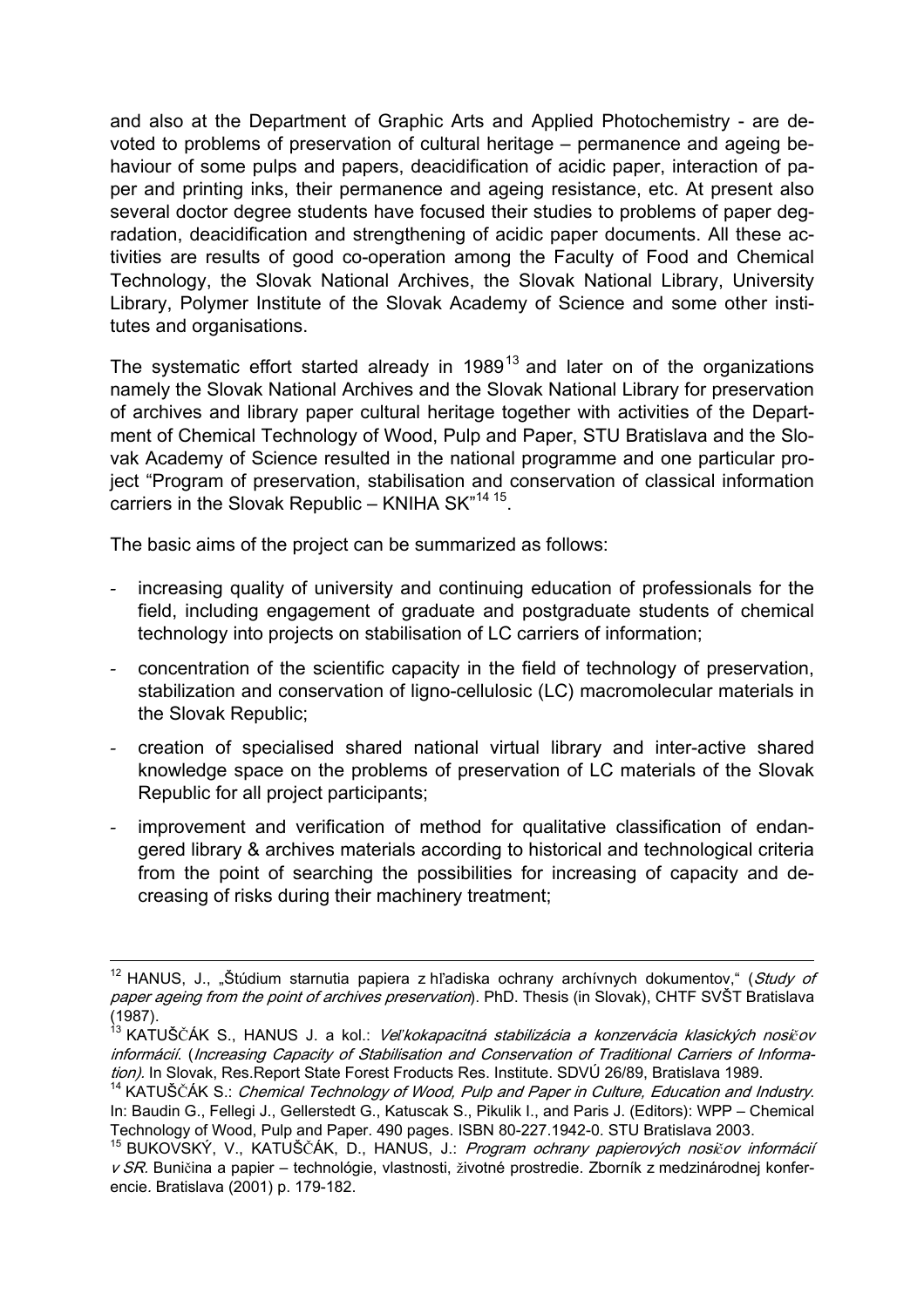and also at the Department of Graphic Arts and Applied Photochemistry - are devoted to problems of preservation of cultural heritage – permanence and ageing behaviour of some pulps and papers, deacidification of acidic paper, interaction of paper and printing inks, their permanence and ageing resistance, etc. At present also several doctor degree students have focused their studies to problems of paper degradation, deacidification and strengthening of acidic paper documents. All these activities are results of good co-operation among the Faculty of Food and Chemical Technology, the Slovak National Archives, the Slovak National Library, University Library, Polymer Institute of the Slovak Academy of Science and some other institutes and organisations.

The systematic effort started already in 1989[13] and later on of the organizations namely the Slovak National Archives and the Slovak National Library for preservation of archives and library paper cultural heritage together with activities of the Department of Chemical Technology of Wood, Pulp and Paper, STU Bratislava and the Slovak Academy of Science resulted in the national programme and one particular project "Program of preservation, stabilisation and conservation of classical information carriers in the Slovak Republic – KNIHA SK"[14 15].

The basic aims of the project can be summarized as follows:

- increasing quality of university and continuing education of professionals for the field, including engagement of graduate and postgraduate students of chemical technology into projects on stabilisation of LC carriers of information;
- concentration of the scientific capacity in the field of technology of preservation, stabilization and conservation of ligno-cellulosic (LC) macromolecular materials in the Slovak Republic;
- creation of specialised shared national virtual library and inter-active shared knowledge space on the problems of preservation of LC materials of the Slovak Republic for all project participants;
- improvement and verification of method for qualitative classification of endangered library & archives materials according to historical and technological criteria from the point of searching the possibilities for increasing of capacity and decreasing of risks during their machinery treatment;

---

[12] HANUS, J., „Štúdium starnutia papiera z hľadiska ochrany archívnych dokumentov," (*Study of paper ageing from the point of archives preservation*). PhD. Thesis (in Slovak), CHTF SVŠT Bratislava (1987).

[13] KATUŠČÁK S., HANUS J. a kol.: *Veľkokapacitná stabilizácia a konzervácia klasických nosičov informácií*. (*Increasing Capacity of Stabilisation and Conservation of Traditional Carriers of Information).* In Slovak, Res.Report State Forest Froducts Res. Institute. SDVÚ 26/89, Bratislava 1989.

[14] KATUŠČÁK S.: *Chemical Technology of Wood, Pulp and Paper in Culture, Education and Industry.* In: Baudin G., Fellegi J., Gellerstedt G., Katuscak S., Pikulik I., and Paris J. (Editors): WPP – Chemical Technology of Wood, Pulp and Paper. 490 pages. ISBN 80-227.1942-0. STU Bratislava 2003.

[15] BUKOVSKÝ, V., KATUŠČÁK, D., HANUS, J.: *Program ochrany papierových nosičov informácií v SR*. Buničina a papier – technológie, vlastnosti, životné prostredie. Zborník z medzinárodnej konferencie. Bratislava (2001) p. 179-182.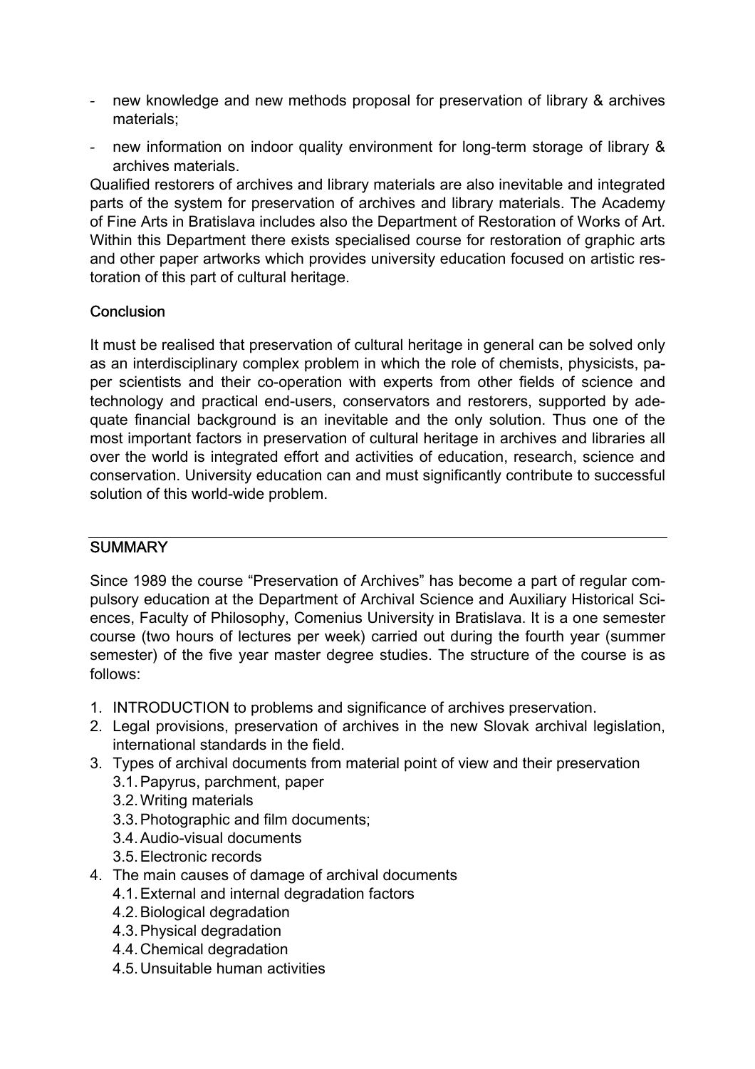- new knowledge and new methods proposal for preservation of library & archives materials;
- new information on indoor quality environment for long-term storage of library & archives materials.

Qualified restorers of archives and library materials are also inevitable and integrated parts of the system for preservation of archives and library materials. The Academy of Fine Arts in Bratislava includes also the Department of Restoration of Works of Art. Within this Department there exists specialised course for restoration of graphic arts and other paper artworks which provides university education focused on artistic restoration of this part of cultural heritage.

## Conclusion

It must be realised that preservation of cultural heritage in general can be solved only as an interdisciplinary complex problem in which the role of chemists, physicists, paper scientists and their co-operation with experts from other fields of science and technology and practical end-users, conservators and restorers, supported by adequate financial background is an inevitable and the only solution. Thus one of the most important factors in preservation of cultural heritage in archives and libraries all over the world is integrated effort and activities of education, research, science and conservation. University education can and must significantly contribute to successful solution of this world-wide problem.

---

## SUMMARY

Since 1989 the course "Preservation of Archives" has become a part of regular compulsory education at the Department of Archival Science and Auxiliary Historical Sciences, Faculty of Philosophy, Comenius University in Bratislava. It is a one semester course (two hours of lectures per week) carried out during the fourth year (summer semester) of the five year master degree studies. The structure of the course is as follows:

1. INTRODUCTION to problems and significance of archives preservation.
2. Legal provisions, preservation of archives in the new Slovak archival legislation, international standards in the field.
3. Types of archival documents from material point of view and their preservation
   - 3.1. Papyrus, parchment, paper
   - 3.2. Writing materials
   - 3.3. Photographic and film documents;
   - 3.4. Audio-visual documents
   - 3.5. Electronic records
4. The main causes of damage of archival documents
   - 4.1. External and internal degradation factors
   - 4.2. Biological degradation
   - 4.3. Physical degradation
   - 4.4. Chemical degradation
   - 4.5. Unsuitable human activities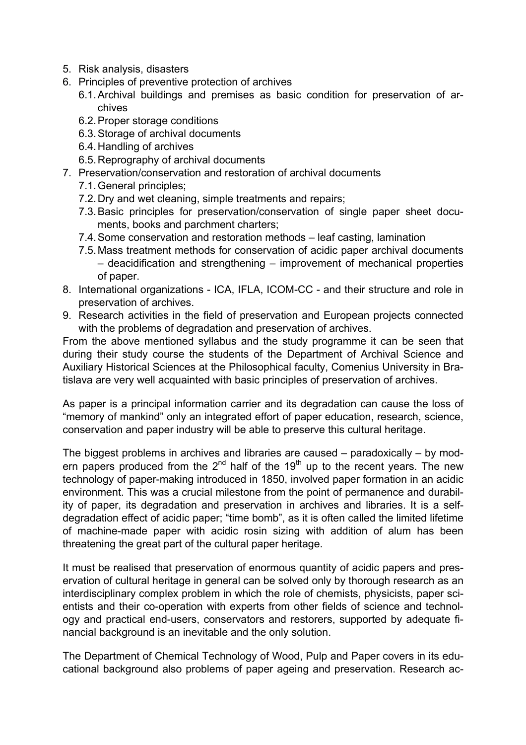5. Risk analysis, disasters
6. Principles of preventive protection of archives
   6.1. Archival buildings and premises as basic condition for preservation of archives
   6.2. Proper storage conditions
   6.3. Storage of archival documents
   6.4. Handling of archives
   6.5. Reprography of archival documents
7. Preservation/conservation and restoration of archival documents
   7.1. General principles;
   7.2. Dry and wet cleaning, simple treatments and repairs;
   7.3. Basic principles for preservation/conservation of single paper sheet documents, books and parchment charters;
   7.4. Some conservation and restoration methods – leaf casting, lamination
   7.5. Mass treatment methods for conservation of acidic paper archival documents – deacidification and strengthening – improvement of mechanical properties of paper.
8. International organizations - ICA, IFLA, ICOM-CC - and their structure and role in preservation of archives.
9. Research activities in the field of preservation and European projects connected with the problems of degradation and preservation of archives.

From the above mentioned syllabus and the study programme it can be seen that during their study course the students of the Department of Archival Science and Auxiliary Historical Sciences at the Philosophical faculty, Comenius University in Bratislava are very well acquainted with basic principles of preservation of archives.

As paper is a principal information carrier and its degradation can cause the loss of "memory of mankind" only an integrated effort of paper education, research, science, conservation and paper industry will be able to preserve this cultural heritage.

The biggest problems in archives and libraries are caused – paradoxically – by modern papers produced from the 2nd half of the 19th up to the recent years. The new technology of paper-making introduced in 1850, involved paper formation in an acidic environment. This was a crucial milestone from the point of permanence and durability of paper, its degradation and preservation in archives and libraries. It is a self-degradation effect of acidic paper; "time bomb", as it is often called the limited lifetime of machine-made paper with acidic rosin sizing with addition of alum has been threatening the great part of the cultural paper heritage.

It must be realised that preservation of enormous quantity of acidic papers and preservation of cultural heritage in general can be solved only by thorough research as an interdisciplinary complex problem in which the role of chemists, physicists, paper scientists and their co-operation with experts from other fields of science and technology and practical end-users, conservators and restorers, supported by adequate financial background is an inevitable and the only solution.

The Department of Chemical Technology of Wood, Pulp and Paper covers in its educational background also problems of paper ageing and preservation. Research ac-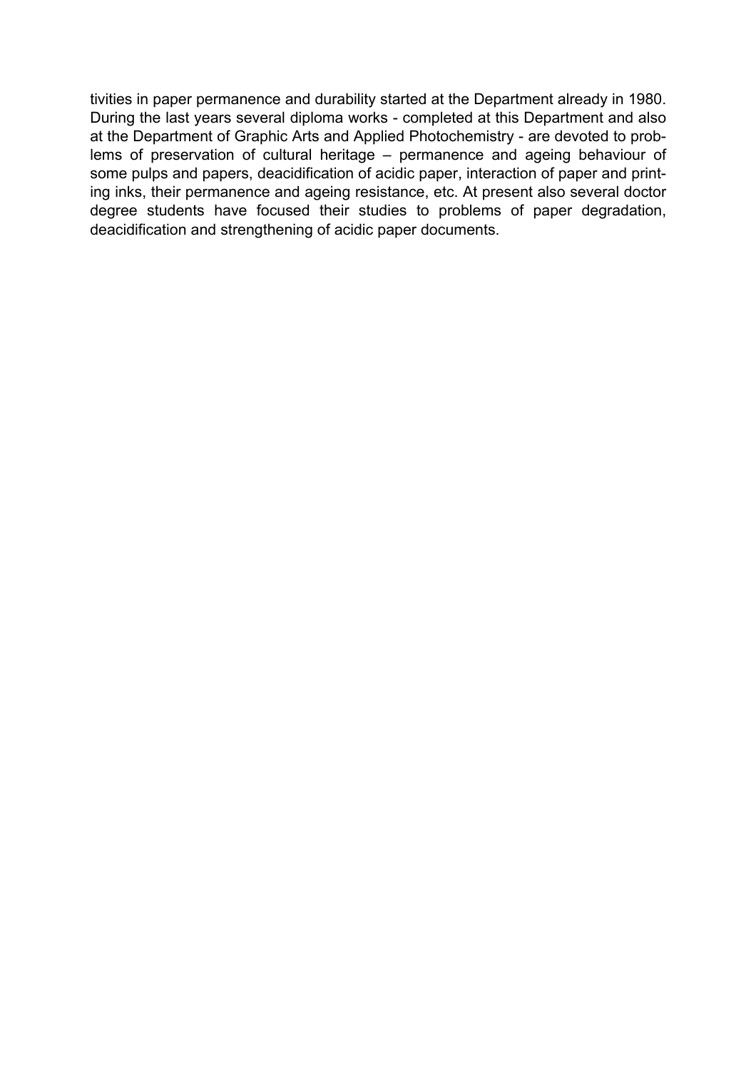tivities in paper permanence and durability started at the Department already in 1980. During the last years several diploma works - completed at this Department and also at the Department of Graphic Arts and Applied Photochemistry - are devoted to problems of preservation of cultural heritage – permanence and ageing behaviour of some pulps and papers, deacidification of acidic paper, interaction of paper and printing inks, their permanence and ageing resistance, etc. At present also several doctor degree students have focused their studies to problems of paper degradation, deacidification and strengthening of acidic paper documents.